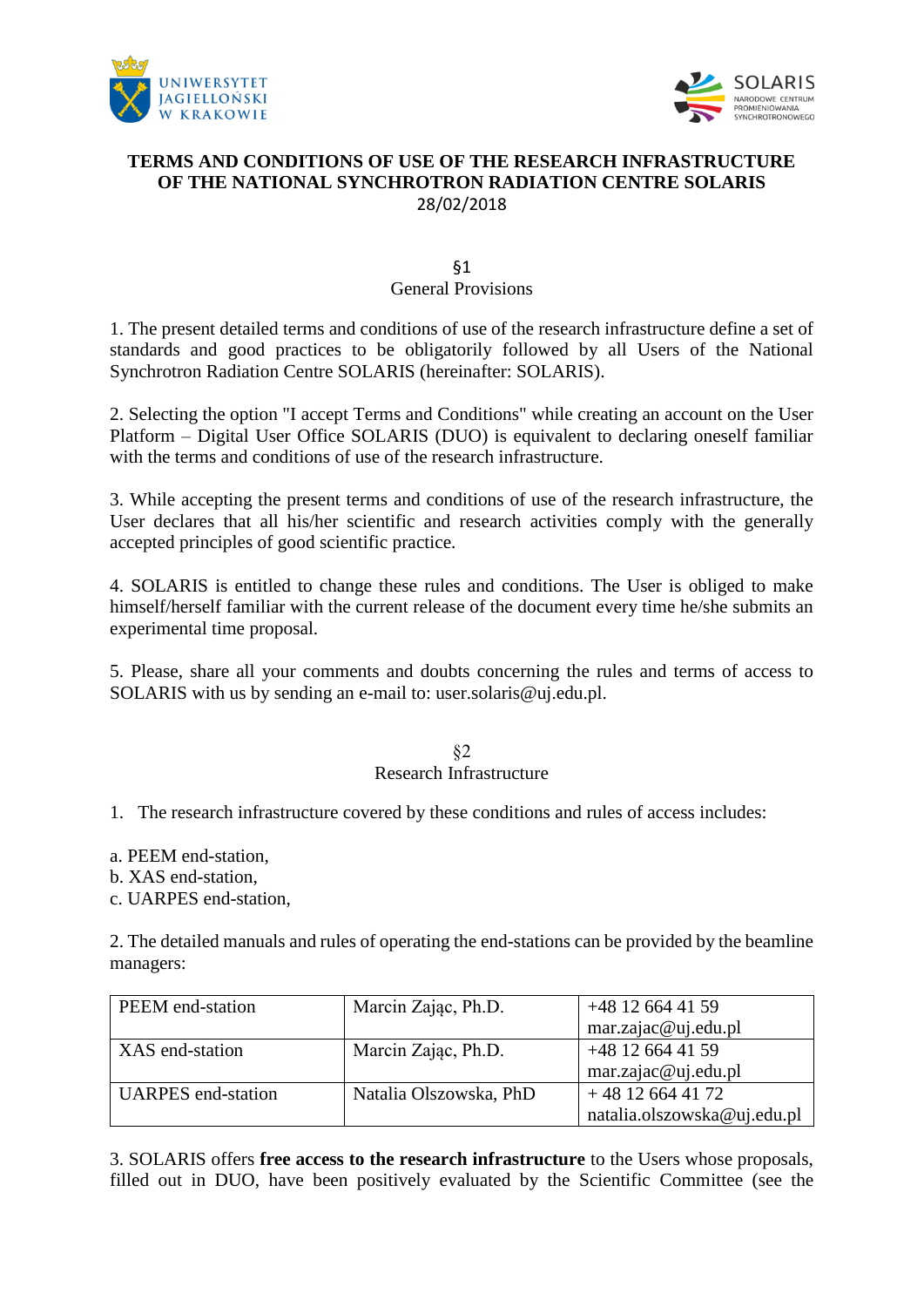# TERMS AND CONDITIONS OF USE OF THE RESEARCH INFRASTRUCTURE OF THE NATIONAL SYNCHROTRON RADIATION CENTRE SOLARIS

28/02/2018

## §1
## General Provisions

1. The present detailed terms and conditions of use of the research infrastructure define a set of standards and good practices to be obligatorily followed by all Users of the National Synchrotron Radiation Centre SOLARIS (hereinafter: SOLARIS).

2. Selecting the option "I accept Terms and Conditions" while creating an account on the User Platform – Digital User Office SOLARIS (DUO) is equivalent to declaring oneself familiar with the terms and conditions of use of the research infrastructure.

3. While accepting the present terms and conditions of use of the research infrastructure, the User declares that all his/her scientific and research activities comply with the generally accepted principles of good scientific practice.

4. SOLARIS is entitled to change these rules and conditions. The User is obliged to make himself/herself familiar with the current release of the document every time he/she submits an experimental time proposal.

5. Please, share all your comments and doubts concerning the rules and terms of access to SOLARIS with us by sending an e-mail to: user.solaris@uj.edu.pl.

## §2
## Research Infrastructure

1. The research infrastructure covered by these conditions and rules of access includes:

a. PEEM end-station,
b. XAS end-station,
c. UARPES end-station,

2. The detailed manuals and rules of operating the end-stations can be provided by the beamline managers:

| PEEM end-station | Marcin Zając, Ph.D. | +48 12 664 41 59<br>mar.zajac@uj.edu.pl |
|---|---|---|
| XAS end-station | Marcin Zając, Ph.D. | +48 12 664 41 59<br>mar.zajac@uj.edu.pl |
| UARPES end-station | Natalia Olszowska, PhD | + 48 12 664 41 72<br>natalia.olszowska@uj.edu.pl |

3. SOLARIS offers **free access to the research infrastructure** to the Users whose proposals, filled out in DUO, have been positively evaluated by the Scientific Committee (see the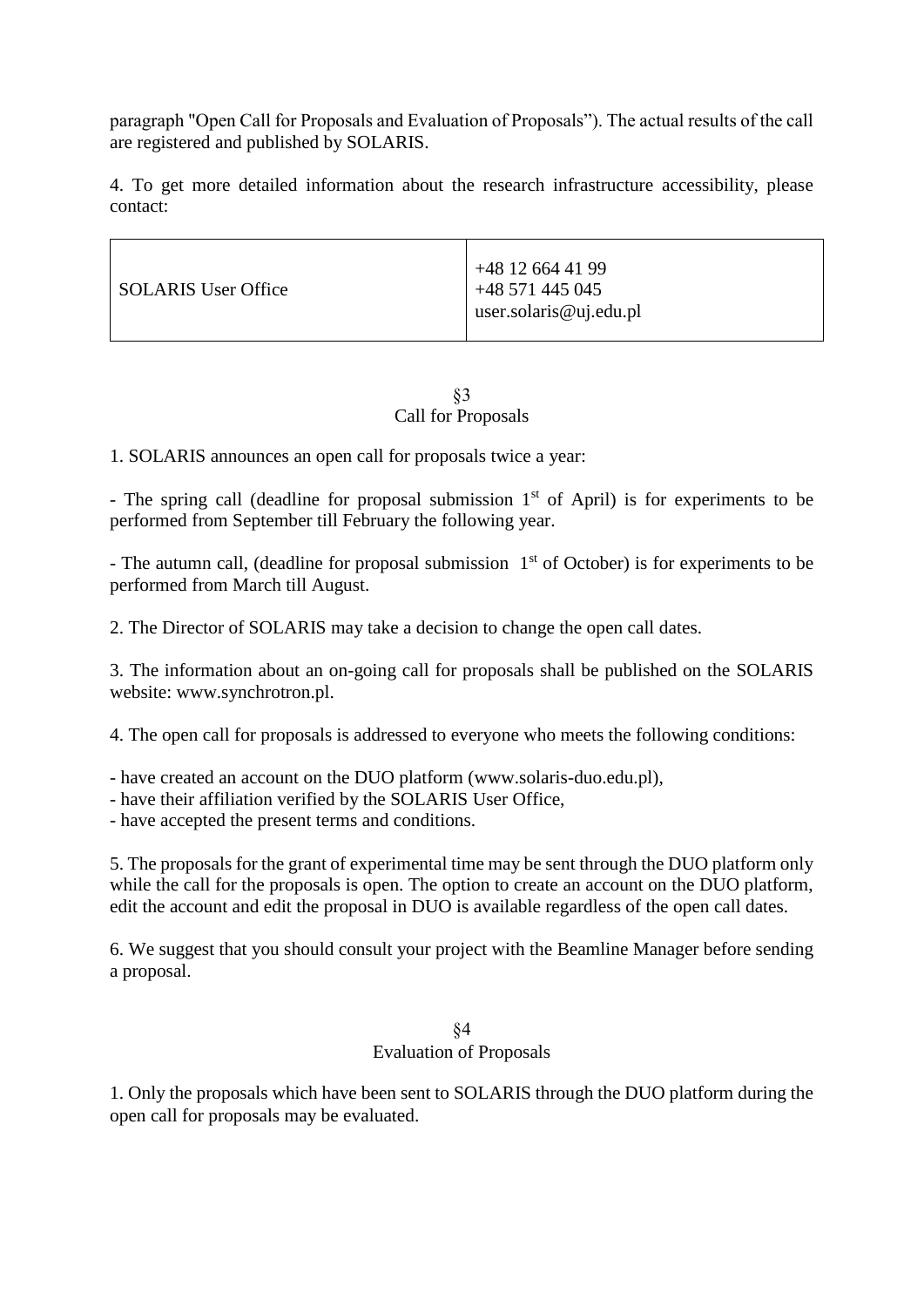paragraph "Open Call for Proposals and Evaluation of Proposals"). The actual results of the call are registered and published by SOLARIS.

4. To get more detailed information about the research infrastructure accessibility, please contact:

| SOLARIS User Office | +48 12 664 41 99<br>+48 571 445 045<br>user.solaris@uj.edu.pl |
|---|---|

§3
Call for Proposals

1. SOLARIS announces an open call for proposals twice a year:

- The spring call (deadline for proposal submission 1st of April) is for experiments to be performed from September till February the following year.

- The autumn call, (deadline for proposal submission 1st of October) is for experiments to be performed from March till August.

2. The Director of SOLARIS may take a decision to change the open call dates.

3. The information about an on-going call for proposals shall be published on the SOLARIS website: www.synchrotron.pl.

4. The open call for proposals is addressed to everyone who meets the following conditions:

- have created an account on the DUO platform (www.solaris-duo.edu.pl),
- have their affiliation verified by the SOLARIS User Office,
- have accepted the present terms and conditions.

5. The proposals for the grant of experimental time may be sent through the DUO platform only while the call for the proposals is open. The option to create an account on the DUO platform, edit the account and edit the proposal in DUO is available regardless of the open call dates.

6. We suggest that you should consult your project with the Beamline Manager before sending a proposal.

§4
Evaluation of Proposals

1. Only the proposals which have been sent to SOLARIS through the DUO platform during the open call for proposals may be evaluated.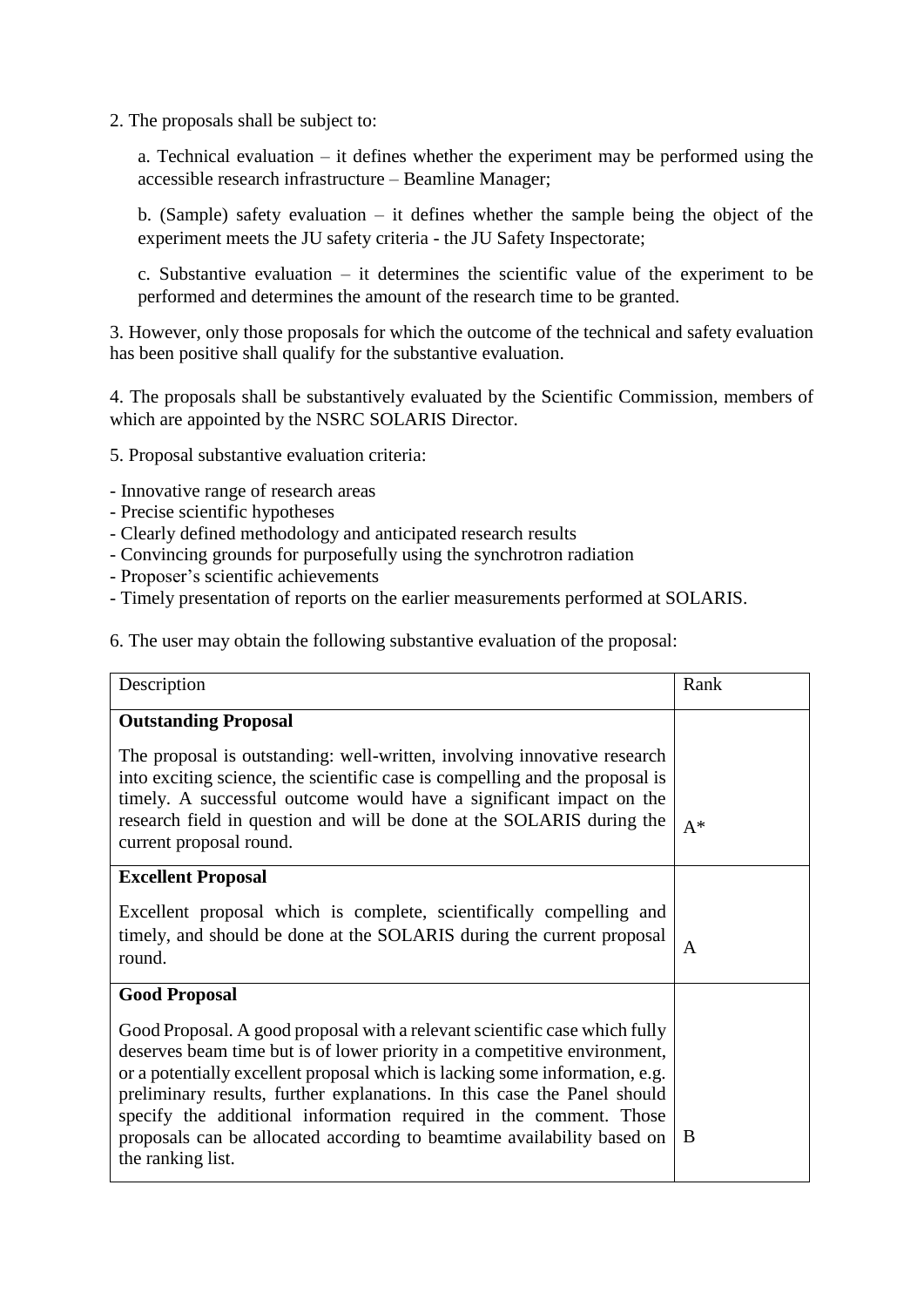2. The proposals shall be subject to:

a. Technical evaluation – it defines whether the experiment may be performed using the accessible research infrastructure – Beamline Manager;

b. (Sample) safety evaluation – it defines whether the sample being the object of the experiment meets the JU safety criteria - the JU Safety Inspectorate;

c. Substantive evaluation – it determines the scientific value of the experiment to be performed and determines the amount of the research time to be granted.

3. However, only those proposals for which the outcome of the technical and safety evaluation has been positive shall qualify for the substantive evaluation.

4. The proposals shall be substantively evaluated by the Scientific Commission, members of which are appointed by the NSRC SOLARIS Director.

5. Proposal substantive evaluation criteria:

- Innovative range of research areas
- Precise scientific hypotheses
- Clearly defined methodology and anticipated research results
- Convincing grounds for purposefully using the synchrotron radiation
- Proposer's scientific achievements
- Timely presentation of reports on the earlier measurements performed at SOLARIS.

6. The user may obtain the following substantive evaluation of the proposal:

| Description | Rank |
|---|---|
| **Outstanding Proposal**<br><br>The proposal is outstanding: well-written, involving innovative research into exciting science, the scientific case is compelling and the proposal is timely. A successful outcome would have a significant impact on the research field in question and will be done at the SOLARIS during the current proposal round. | A* |
| **Excellent Proposal**<br><br>Excellent proposal which is complete, scientifically compelling and timely, and should be done at the SOLARIS during the current proposal round. | A |
| **Good Proposal**<br><br>Good Proposal. A good proposal with a relevant scientific case which fully deserves beam time but is of lower priority in a competitive environment, or a potentially excellent proposal which is lacking some information, e.g. preliminary results, further explanations. In this case the Panel should specify the additional information required in the comment. Those proposals can be allocated according to beamtime availability based on the ranking list. | B |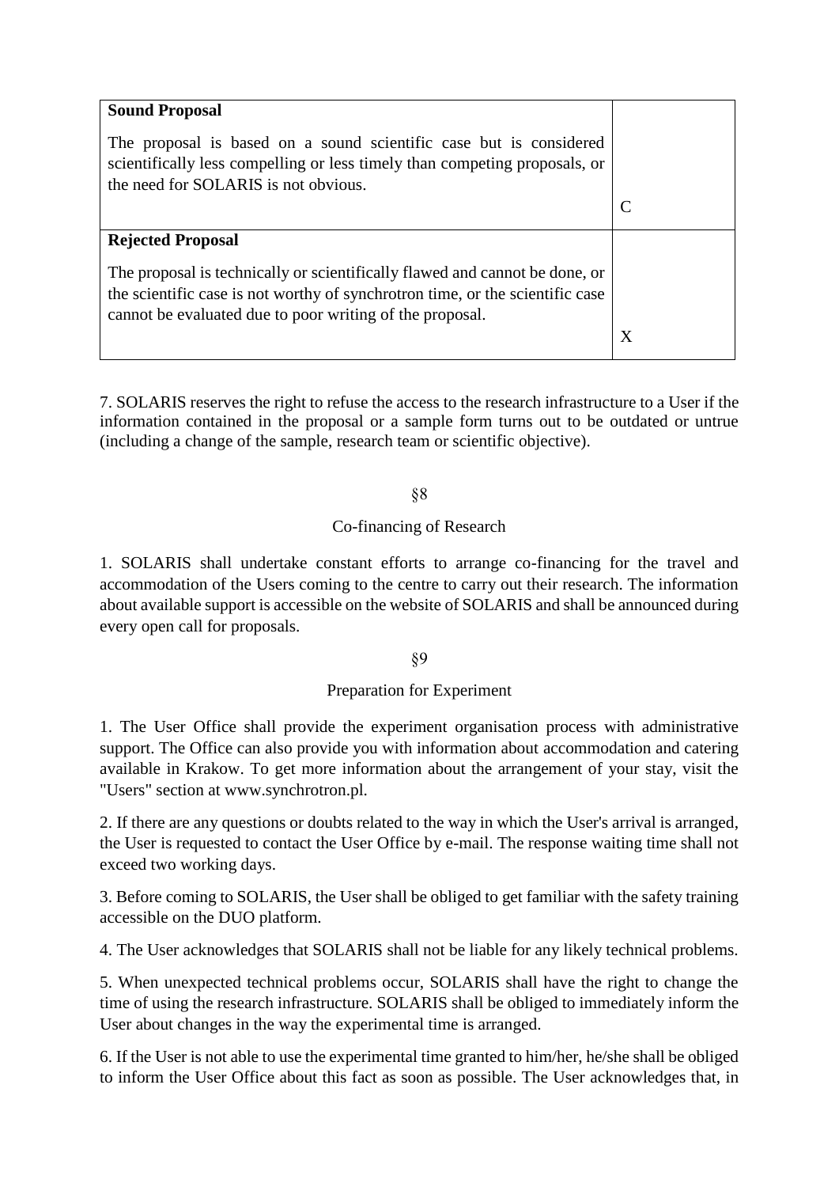| | |
|---|---|
| **Sound Proposal**<br><br>The proposal is based on a sound scientific case but is considered scientifically less compelling or less timely than competing proposals, or the need for SOLARIS is not obvious. | C |
| **Rejected Proposal**<br><br>The proposal is technically or scientifically flawed and cannot be done, or the scientific case is not worthy of synchrotron time, or the scientific case cannot be evaluated due to poor writing of the proposal. | X |

7. SOLARIS reserves the right to refuse the access to the research infrastructure to a User if the information contained in the proposal or a sample form turns out to be outdated or untrue (including a change of the sample, research team or scientific objective).

§8

Co-financing of Research

1. SOLARIS shall undertake constant efforts to arrange co-financing for the travel and accommodation of the Users coming to the centre to carry out their research. The information about available support is accessible on the website of SOLARIS and shall be announced during every open call for proposals.

§9

Preparation for Experiment

1. The User Office shall provide the experiment organisation process with administrative support. The Office can also provide you with information about accommodation and catering available in Krakow. To get more information about the arrangement of your stay, visit the "Users" section at www.synchrotron.pl.

2. If there are any questions or doubts related to the way in which the User's arrival is arranged, the User is requested to contact the User Office by e-mail. The response waiting time shall not exceed two working days.

3. Before coming to SOLARIS, the User shall be obliged to get familiar with the safety training accessible on the DUO platform.

4. The User acknowledges that SOLARIS shall not be liable for any likely technical problems.

5. When unexpected technical problems occur, SOLARIS shall have the right to change the time of using the research infrastructure. SOLARIS shall be obliged to immediately inform the User about changes in the way the experimental time is arranged.

6. If the User is not able to use the experimental time granted to him/her, he/she shall be obliged to inform the User Office about this fact as soon as possible. The User acknowledges that, in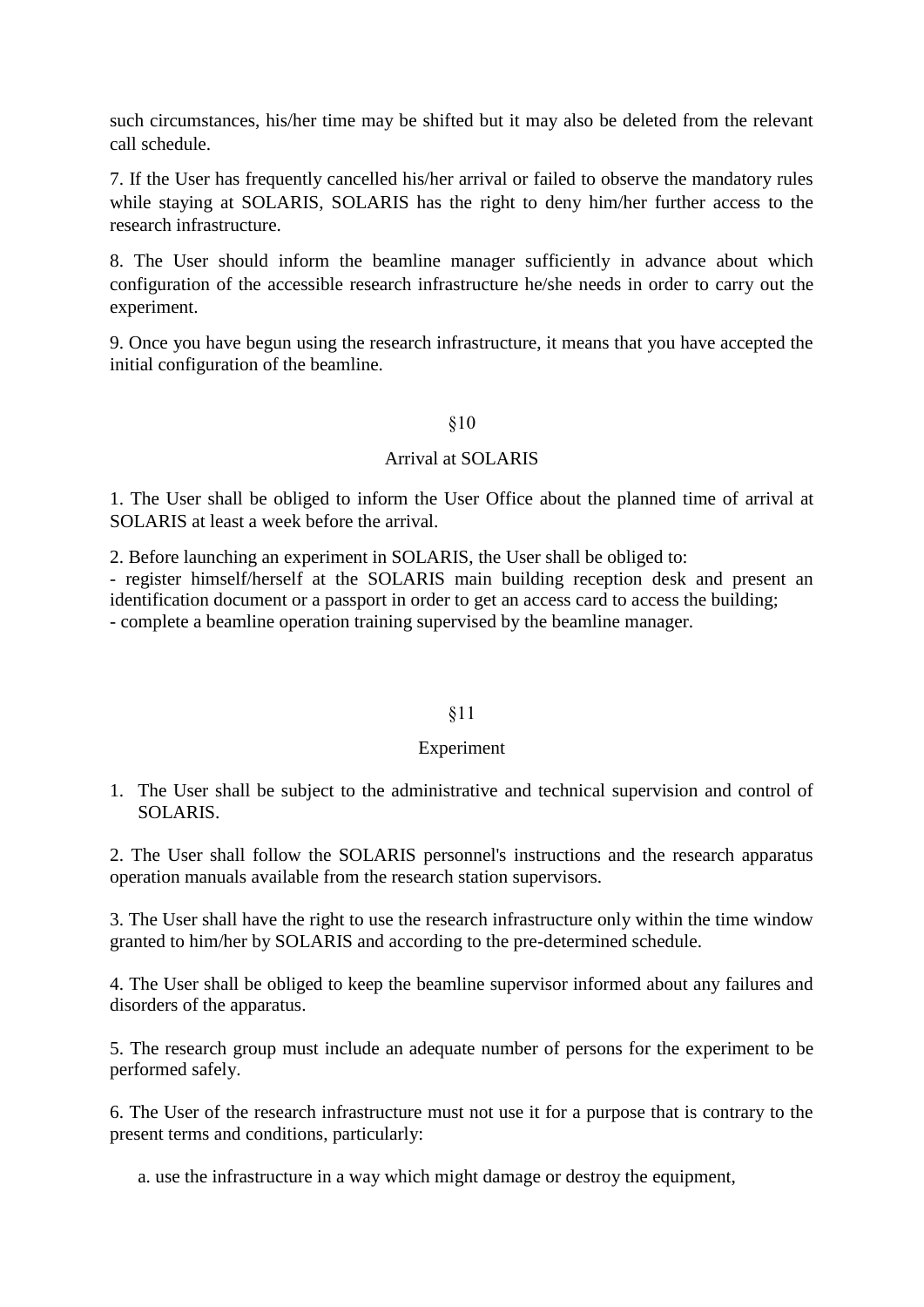such circumstances, his/her time may be shifted but it may also be deleted from the relevant call schedule.

7. If the User has frequently cancelled his/her arrival or failed to observe the mandatory rules while staying at SOLARIS, SOLARIS has the right to deny him/her further access to the research infrastructure.

8. The User should inform the beamline manager sufficiently in advance about which configuration of the accessible research infrastructure he/she needs in order to carry out the experiment.

9. Once you have begun using the research infrastructure, it means that you have accepted the initial configuration of the beamline.

## §10

## Arrival at SOLARIS

1. The User shall be obliged to inform the User Office about the planned time of arrival at SOLARIS at least a week before the arrival.

2. Before launching an experiment in SOLARIS, the User shall be obliged to:
- register himself/herself at the SOLARIS main building reception desk and present an identification document or a passport in order to get an access card to access the building;
- complete a beamline operation training supervised by the beamline manager.

## §11

## Experiment

1. The User shall be subject to the administrative and technical supervision and control of SOLARIS.

2. The User shall follow the SOLARIS personnel's instructions and the research apparatus operation manuals available from the research station supervisors.

3. The User shall have the right to use the research infrastructure only within the time window granted to him/her by SOLARIS and according to the pre-determined schedule.

4. The User shall be obliged to keep the beamline supervisor informed about any failures and disorders of the apparatus.

5. The research group must include an adequate number of persons for the experiment to be performed safely.

6. The User of the research infrastructure must not use it for a purpose that is contrary to the present terms and conditions, particularly:

   a. use the infrastructure in a way which might damage or destroy the equipment,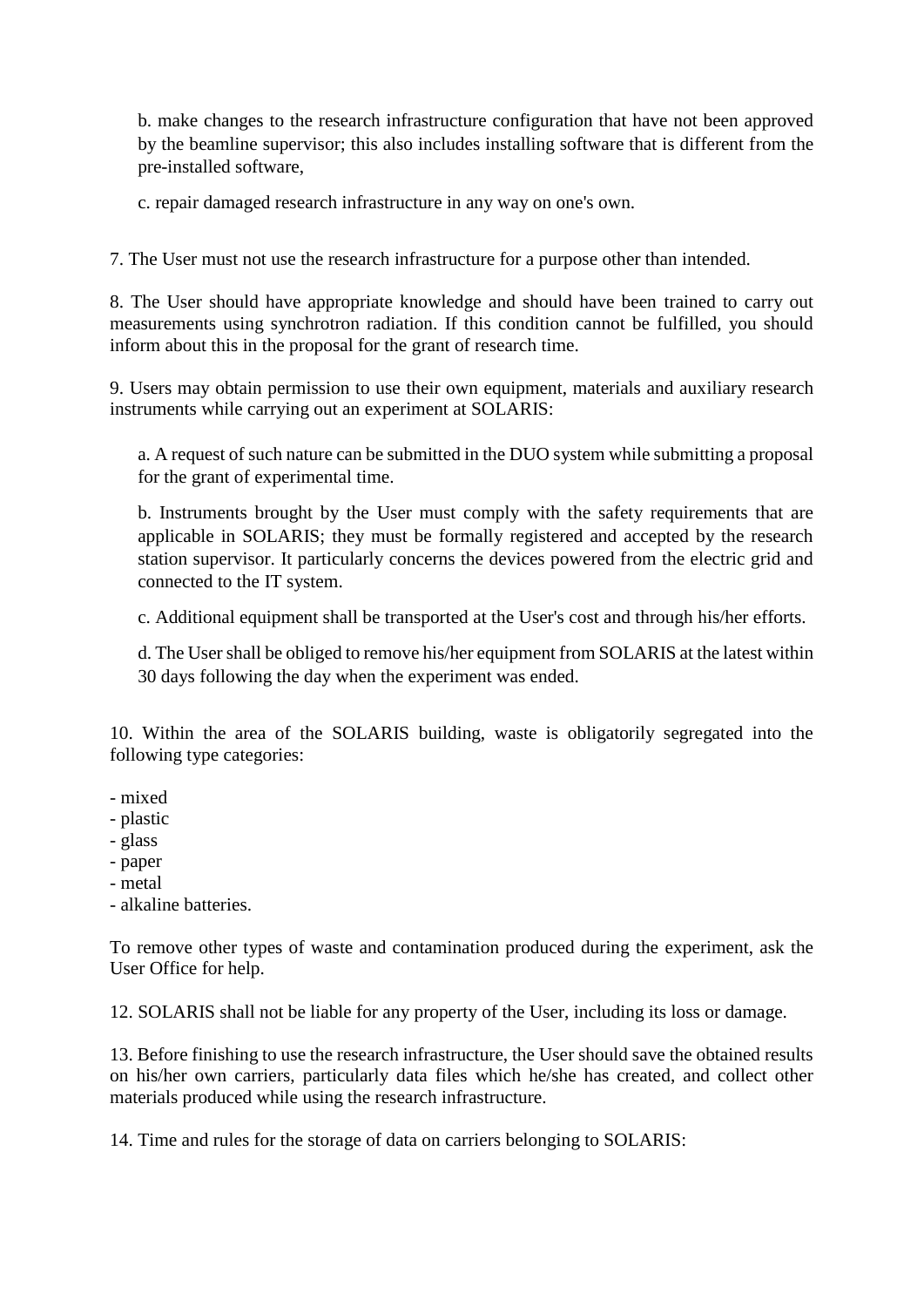b. make changes to the research infrastructure configuration that have not been approved by the beamline supervisor; this also includes installing software that is different from the pre-installed software,

c. repair damaged research infrastructure in any way on one's own.

7. The User must not use the research infrastructure for a purpose other than intended.

8. The User should have appropriate knowledge and should have been trained to carry out measurements using synchrotron radiation. If this condition cannot be fulfilled, you should inform about this in the proposal for the grant of research time.

9. Users may obtain permission to use their own equipment, materials and auxiliary research instruments while carrying out an experiment at SOLARIS:

a. A request of such nature can be submitted in the DUO system while submitting a proposal for the grant of experimental time.

b. Instruments brought by the User must comply with the safety requirements that are applicable in SOLARIS; they must be formally registered and accepted by the research station supervisor. It particularly concerns the devices powered from the electric grid and connected to the IT system.

c. Additional equipment shall be transported at the User's cost and through his/her efforts.

d. The User shall be obliged to remove his/her equipment from SOLARIS at the latest within 30 days following the day when the experiment was ended.

10. Within the area of the SOLARIS building, waste is obligatorily segregated into the following type categories:

- mixed
- plastic
- glass
- paper
- metal
- alkaline batteries.

To remove other types of waste and contamination produced during the experiment, ask the User Office for help.

12. SOLARIS shall not be liable for any property of the User, including its loss or damage.

13. Before finishing to use the research infrastructure, the User should save the obtained results on his/her own carriers, particularly data files which he/she has created, and collect other materials produced while using the research infrastructure.

14. Time and rules for the storage of data on carriers belonging to SOLARIS: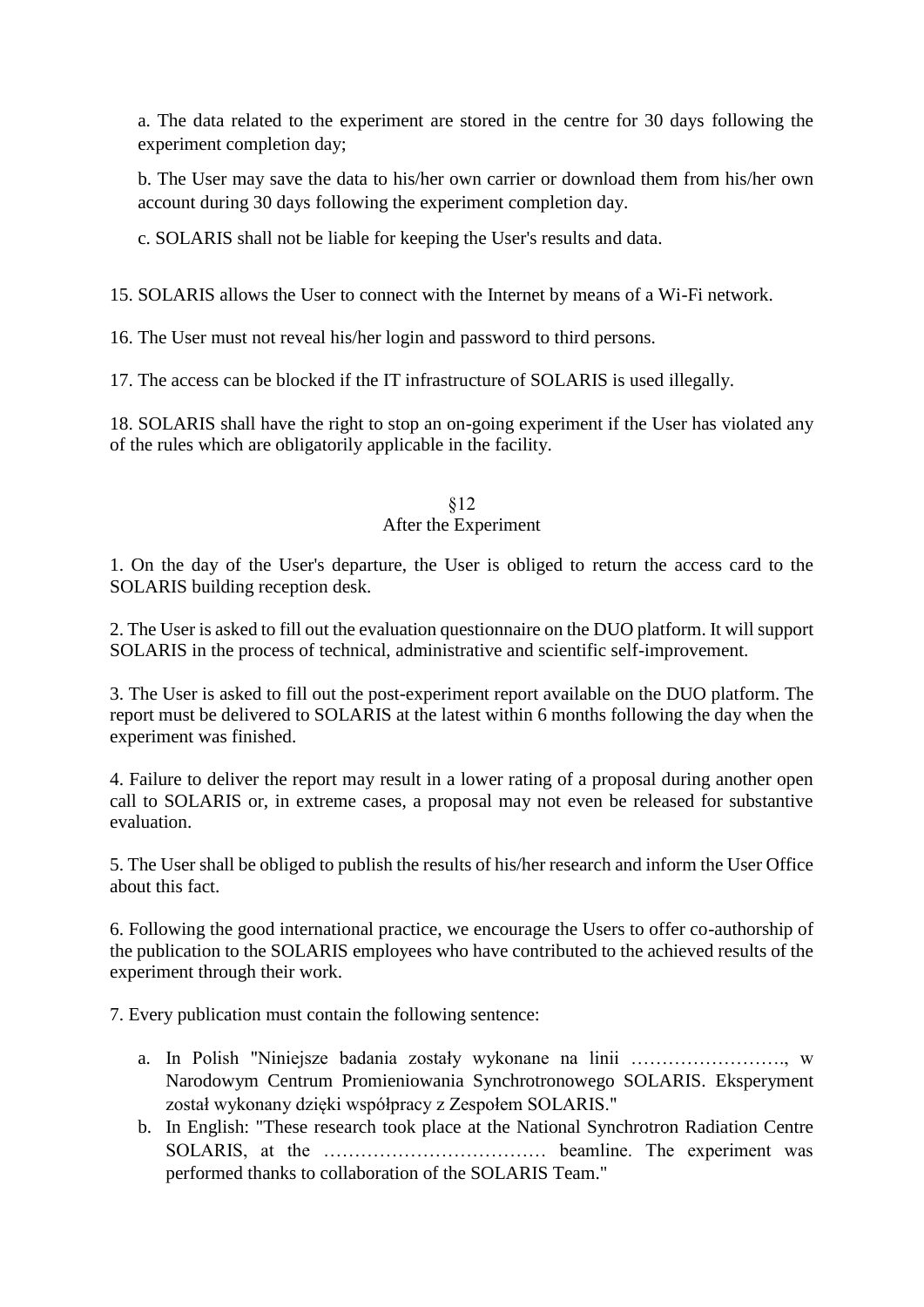a. The data related to the experiment are stored in the centre for 30 days following the experiment completion day;

b. The User may save the data to his/her own carrier or download them from his/her own account during 30 days following the experiment completion day.

c. SOLARIS shall not be liable for keeping the User's results and data.

15. SOLARIS allows the User to connect with the Internet by means of a Wi-Fi network.

16. The User must not reveal his/her login and password to third persons.

17. The access can be blocked if the IT infrastructure of SOLARIS is used illegally.

18. SOLARIS shall have the right to stop an on-going experiment if the User has violated any of the rules which are obligatorily applicable in the facility.

## §12
## After the Experiment

1. On the day of the User's departure, the User is obliged to return the access card to the SOLARIS building reception desk.

2. The User is asked to fill out the evaluation questionnaire on the DUO platform. It will support SOLARIS in the process of technical, administrative and scientific self-improvement.

3. The User is asked to fill out the post-experiment report available on the DUO platform. The report must be delivered to SOLARIS at the latest within 6 months following the day when the experiment was finished.

4. Failure to deliver the report may result in a lower rating of a proposal during another open call to SOLARIS or, in extreme cases, a proposal may not even be released for substantive evaluation.

5. The User shall be obliged to publish the results of his/her research and inform the User Office about this fact.

6. Following the good international practice, we encourage the Users to offer co-authorship of the publication to the SOLARIS employees who have contributed to the achieved results of the experiment through their work.

7. Every publication must contain the following sentence:

a. In Polish "Niniejsze badania zostały wykonane na linii ……………………., w Narodowym Centrum Promieniowania Synchrotronowego SOLARIS. Eksperyment został wykonany dzięki współpracy z Zespołem SOLARIS."

b. In English: "These research took place at the National Synchrotron Radiation Centre SOLARIS, at the ……………………………… beamline. The experiment was performed thanks to collaboration of the SOLARIS Team."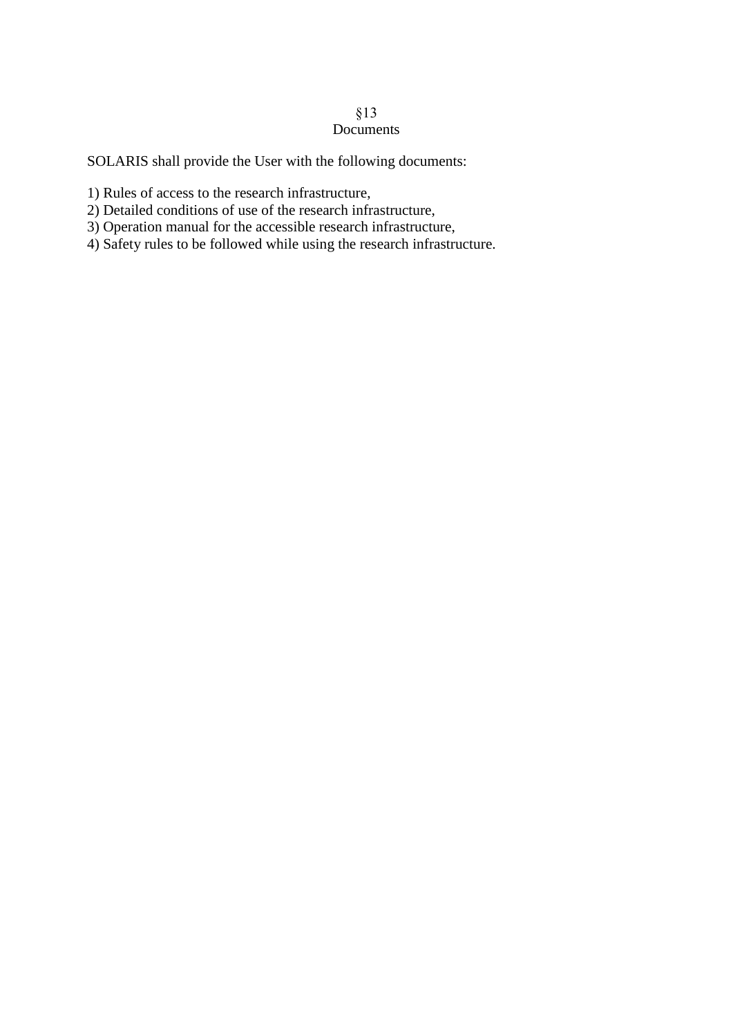## §13
## Documents

SOLARIS shall provide the User with the following documents:

1) Rules of access to the research infrastructure,
2) Detailed conditions of use of the research infrastructure,
3) Operation manual for the accessible research infrastructure,
4) Safety rules to be followed while using the research infrastructure.